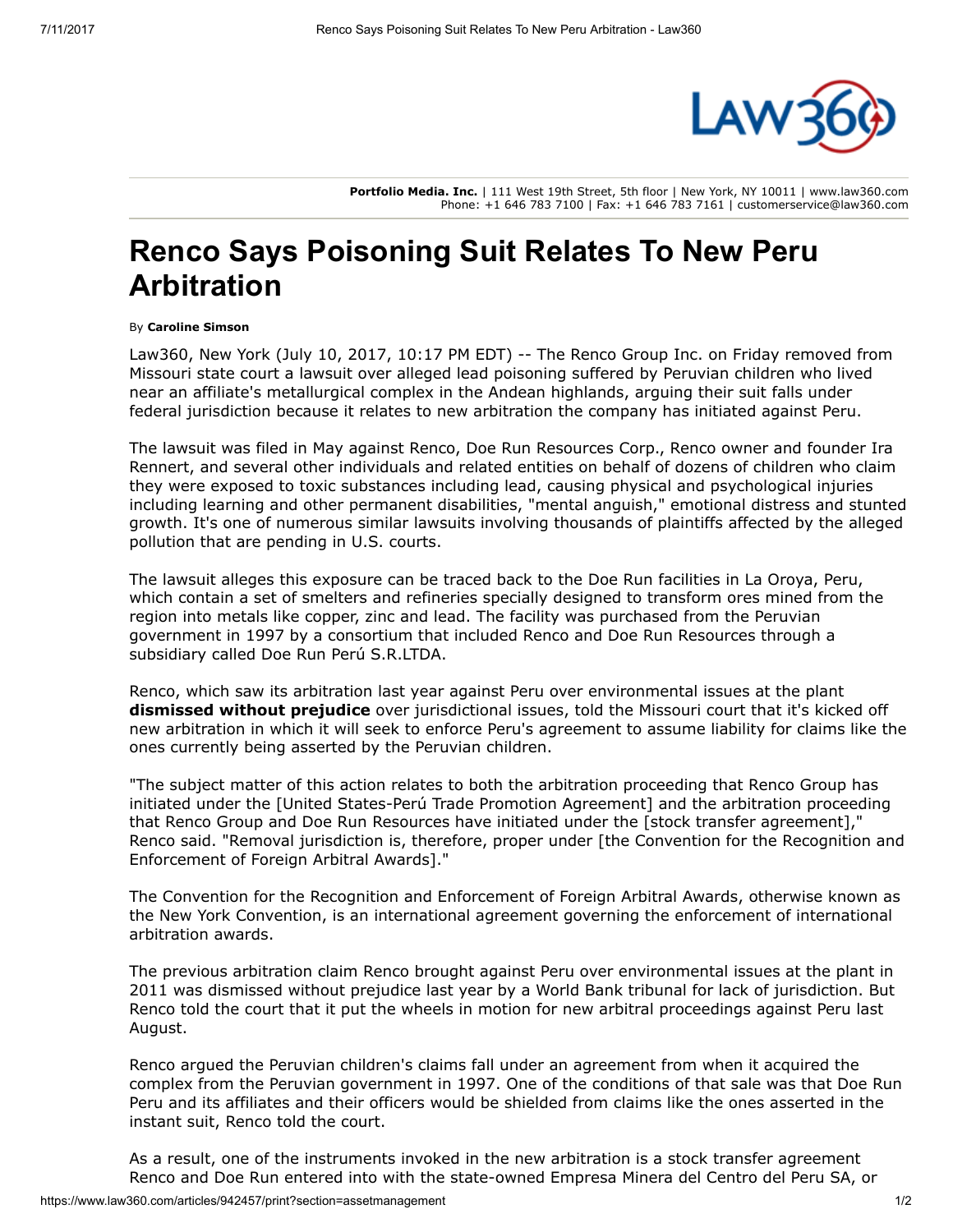**Portfolio Media. Inc.** | 111 West 19th Street, 5th floor | New York, NY 10011 | www.law360.com
Phone: +1 646 783 7100 | Fax: +1 646 783 7161 | customerservice@law360.com

# Renco Says Poisoning Suit Relates To New Peru Arbitration

By **Caroline Simson**

Law360, New York (July 10, 2017, 10:17 PM EDT) -- The Renco Group Inc. on Friday removed from Missouri state court a lawsuit over alleged lead poisoning suffered by Peruvian children who lived near an affiliate's metallurgical complex in the Andean highlands, arguing their suit falls under federal jurisdiction because it relates to new arbitration the company has initiated against Peru.

The lawsuit was filed in May against Renco, Doe Run Resources Corp., Renco owner and founder Ira Rennert, and several other individuals and related entities on behalf of dozens of children who claim they were exposed to toxic substances including lead, causing physical and psychological injuries including learning and other permanent disabilities, "mental anguish," emotional distress and stunted growth. It's one of numerous similar lawsuits involving thousands of plaintiffs affected by the alleged pollution that are pending in U.S. courts.

The lawsuit alleges this exposure can be traced back to the Doe Run facilities in La Oroya, Peru, which contain a set of smelters and refineries specially designed to transform ores mined from the region into metals like copper, zinc and lead. The facility was purchased from the Peruvian government in 1997 by a consortium that included Renco and Doe Run Resources through a subsidiary called Doe Run Perú S.R.LTDA.

Renco, which saw its arbitration last year against Peru over environmental issues at the plant **dismissed without prejudice** over jurisdictional issues, told the Missouri court that it's kicked off new arbitration in which it will seek to enforce Peru's agreement to assume liability for claims like the ones currently being asserted by the Peruvian children.

"The subject matter of this action relates to both the arbitration proceeding that Renco Group has initiated under the [United States-Perú Trade Promotion Agreement] and the arbitration proceeding that Renco Group and Doe Run Resources have initiated under the [stock transfer agreement]," Renco said. "Removal jurisdiction is, therefore, proper under [the Convention for the Recognition and Enforcement of Foreign Arbitral Awards]."

The Convention for the Recognition and Enforcement of Foreign Arbitral Awards, otherwise known as the New York Convention, is an international agreement governing the enforcement of international arbitration awards.

The previous arbitration claim Renco brought against Peru over environmental issues at the plant in 2011 was dismissed without prejudice last year by a World Bank tribunal for lack of jurisdiction. But Renco told the court that it put the wheels in motion for new arbitral proceedings against Peru last August.

Renco argued the Peruvian children's claims fall under an agreement from when it acquired the complex from the Peruvian government in 1997. One of the conditions of that sale was that Doe Run Peru and its affiliates and their officers would be shielded from claims like the ones asserted in the instant suit, Renco told the court.

As a result, one of the instruments invoked in the new arbitration is a stock transfer agreement Renco and Doe Run entered into with the state-owned Empresa Minera del Centro del Peru SA, or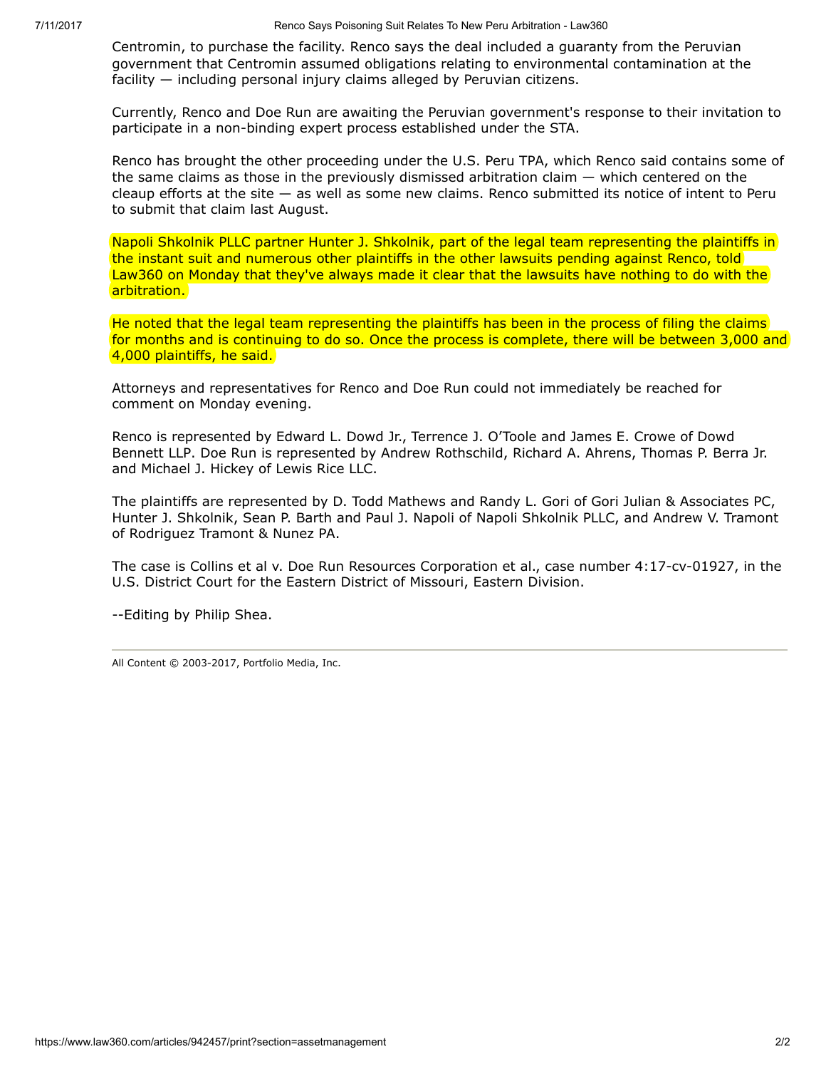Centromin, to purchase the facility. Renco says the deal included a guaranty from the Peruvian government that Centromin assumed obligations relating to environmental contamination at the facility — including personal injury claims alleged by Peruvian citizens.

Currently, Renco and Doe Run are awaiting the Peruvian government's response to their invitation to participate in a non-binding expert process established under the STA.

Renco has brought the other proceeding under the U.S. Peru TPA, which Renco said contains some of the same claims as those in the previously dismissed arbitration claim — which centered on the cleaup efforts at the site — as well as some new claims. Renco submitted its notice of intent to Peru to submit that claim last August.

Napoli Shkolnik PLLC partner Hunter J. Shkolnik, part of the legal team representing the plaintiffs in the instant suit and numerous other plaintiffs in the other lawsuits pending against Renco, told Law360 on Monday that they've always made it clear that the lawsuits have nothing to do with the arbitration.

He noted that the legal team representing the plaintiffs has been in the process of filing the claims for months and is continuing to do so. Once the process is complete, there will be between 3,000 and 4,000 plaintiffs, he said.

Attorneys and representatives for Renco and Doe Run could not immediately be reached for comment on Monday evening.

Renco is represented by Edward L. Dowd Jr., Terrence J. O'Toole and James E. Crowe of Dowd Bennett LLP. Doe Run is represented by Andrew Rothschild, Richard A. Ahrens, Thomas P. Berra Jr. and Michael J. Hickey of Lewis Rice LLC.

The plaintiffs are represented by D. Todd Mathews and Randy L. Gori of Gori Julian & Associates PC, Hunter J. Shkolnik, Sean P. Barth and Paul J. Napoli of Napoli Shkolnik PLLC, and Andrew V. Tramont of Rodriguez Tramont & Nunez PA.

The case is Collins et al v. Doe Run Resources Corporation et al., case number 4:17-cv-01927, in the U.S. District Court for the Eastern District of Missouri, Eastern Division.

--Editing by Philip Shea.

All Content © 2003-2017, Portfolio Media, Inc.